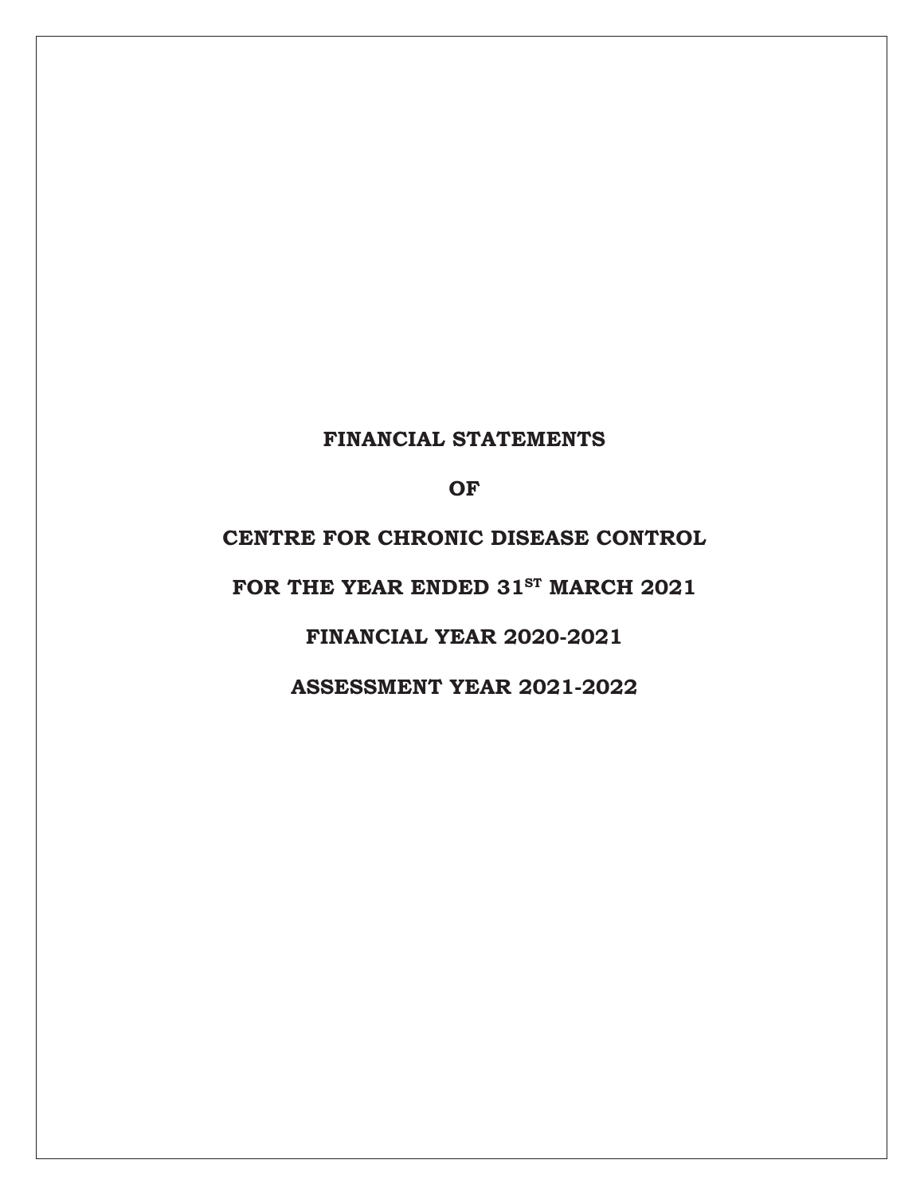**FINANCIAL STATEMENTS**

**OF**

**CENTRE FOR CHRONIC DISEASE CONTROL**

**FOR THE YEAR ENDED 31ST MARCH 2021**

**FINANCIAL YEAR 2020-2021**

**ASSESSMENT YEAR 2021-2022**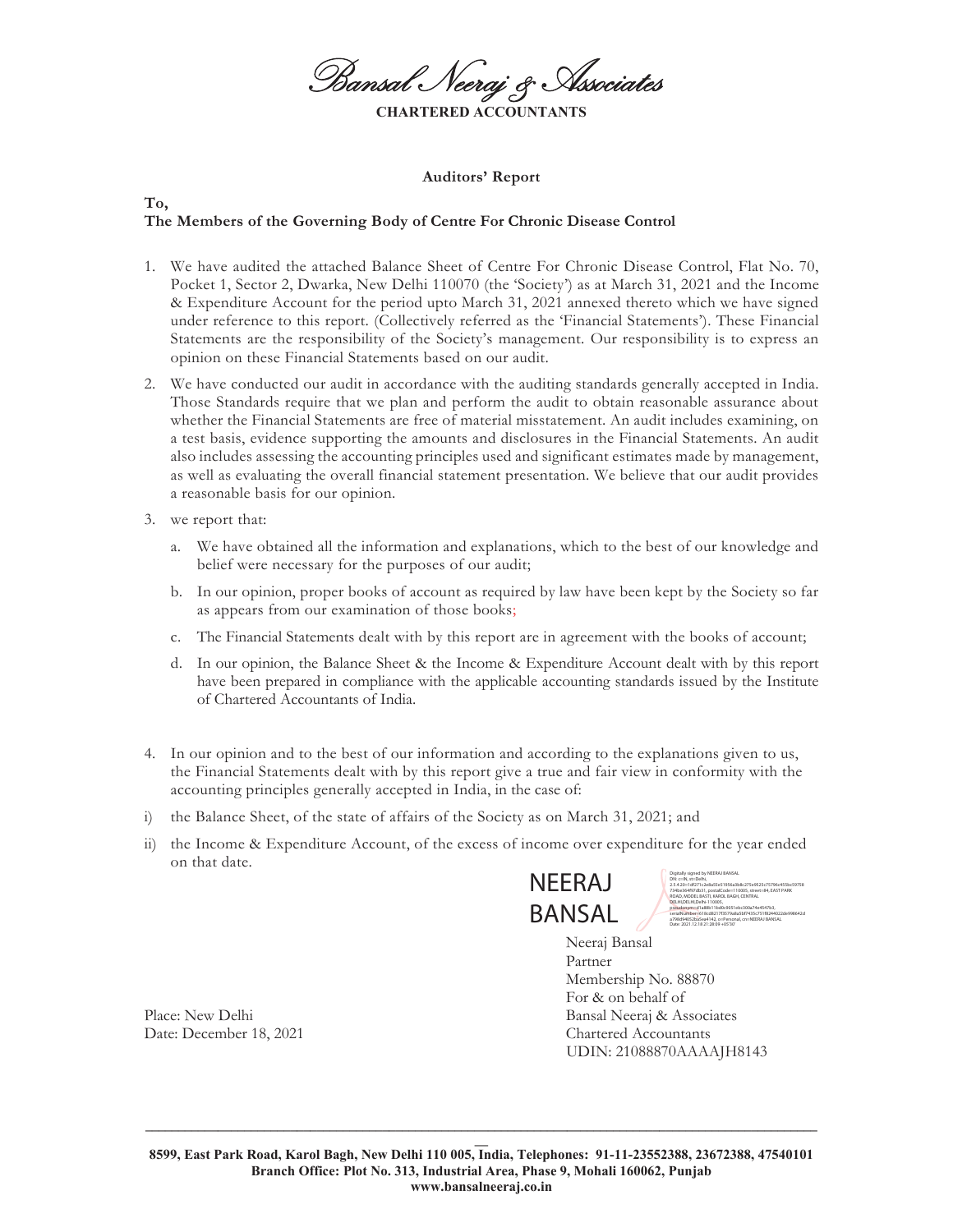Bansal Neeraj & Associates

**CHARTERED ACCOUNTANTS**

**Auditors' Report**

**To,**
**The Members of the Governing Body of Centre For Chronic Disease Control**

1. We have audited the attached Balance Sheet of Centre For Chronic Disease Control, Flat No. 70, Pocket 1, Sector 2, Dwarka, New Delhi 110070 (the 'Society') as at March 31, 2021 and the Income & Expenditure Account for the period upto March 31, 2021 annexed thereto which we have signed under reference to this report. (Collectively referred as the 'Financial Statements'). These Financial Statements are the responsibility of the Society's management. Our responsibility is to express an opinion on these Financial Statements based on our audit.

2. We have conducted our audit in accordance with the auditing standards generally accepted in India. Those Standards require that we plan and perform the audit to obtain reasonable assurance about whether the Financial Statements are free of material misstatement. An audit includes examining, on a test basis, evidence supporting the amounts and disclosures in the Financial Statements. An audit also includes assessing the accounting principles used and significant estimates made by management, as well as evaluating the overall financial statement presentation. We believe that our audit provides a reasonable basis for our opinion.

3. we report that:

   a. We have obtained all the information and explanations, which to the best of our knowledge and belief were necessary for the purposes of our audit;

   b. In our opinion, proper books of account as required by law have been kept by the Society so far as appears from our examination of those books;

   c. The Financial Statements dealt with by this report are in agreement with the books of account;

   d. In our opinion, the Balance Sheet & the Income & Expenditure Account dealt with by this report have been prepared in compliance with the applicable accounting standards issued by the Institute of Chartered Accountants of India.

4. In our opinion and to the best of our information and according to the explanations given to us, the Financial Statements dealt with by this report give a true and fair view in conformity with the accounting principles generally accepted in India, in the case of:

i) the Balance Sheet, of the state of affairs of the Society as on March 31, 2021; and

ii) the Income & Expenditure Account, of the excess of income over expenditure for the year ended on that date.

NEERAJ BANSAL

Digitally signed by NEERAJ BANSAL
Date: 2021.12.18 21:28:09 +05'30'

Neeraj Bansal
Partner
Membership No. 88870
For & on behalf of
Bansal Neeraj & Associates
Chartered Accountants
UDIN: 21088870AAAAJH8143

Place: New Delhi
Date: December 18, 2021

**8599, East Park Road, Karol Bagh, New Delhi 110 005, India, Telephones: 91-11-23552388, 23672388, 47540101**
**Branch Office: Plot No. 313, Industrial Area, Phase 9, Mohali 160062, Punjab**
**www.bansalneeraj.co.in**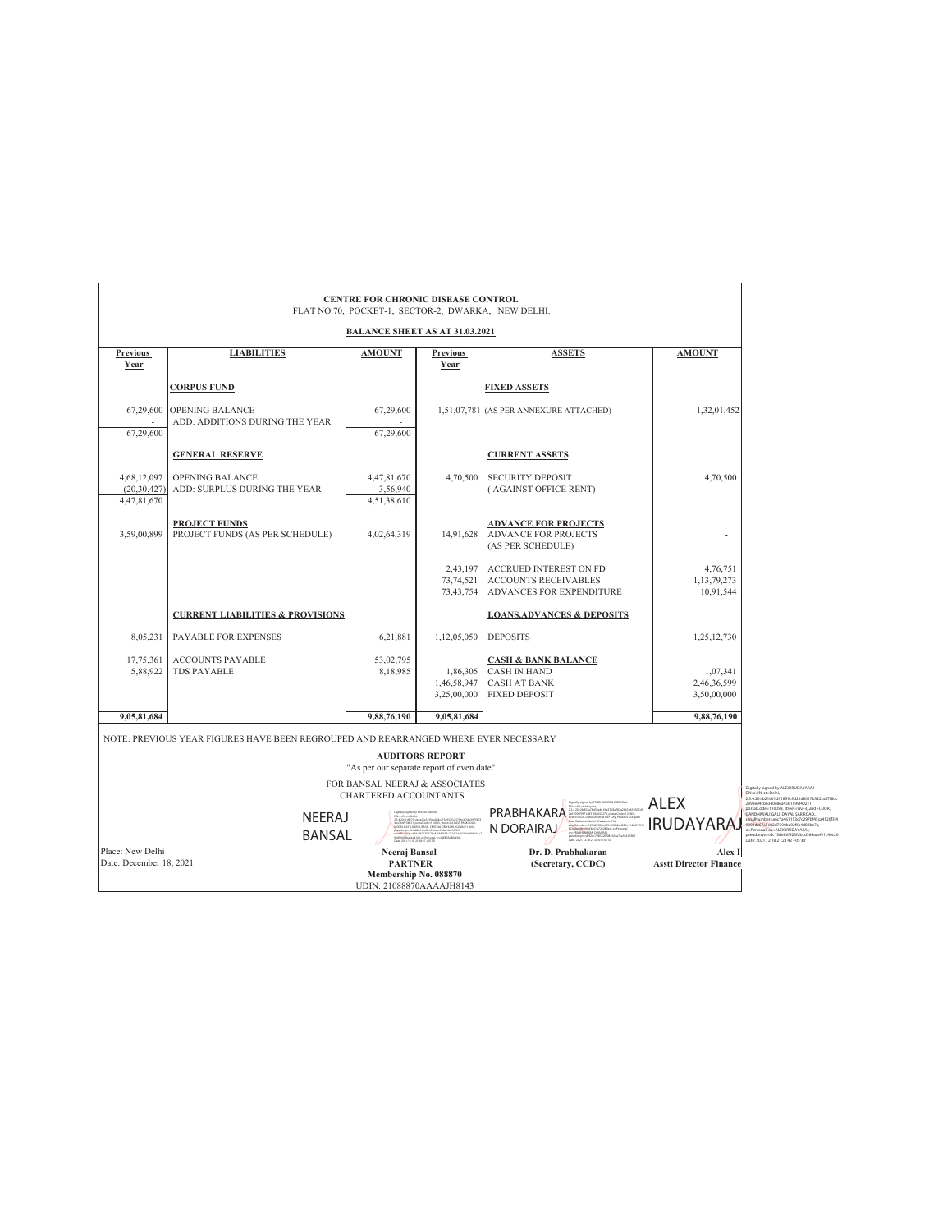**CENTRE FOR CHRONIC DISEASE CONTROL**
FLAT NO.70, POCKET-1, SECTOR-2, DWARKA, NEW DELHI.

**BALANCE SHEET AS AT 31.03.2021**

| Previous Year | LIABILITIES | AMOUNT | Previous Year | ASSETS | AMOUNT |
|---|---|---|---|---|---|
| | **CORPUS FUND** | | | **FIXED ASSETS** | |
| 67,29,600 | OPENING BALANCE | 67,29,600 | 1,51,07,781 | (AS PER ANNEXURE ATTACHED) | 1,32,01,452 |
| - | ADD: ADDITIONS DURING THE YEAR | - | | | |
| 67,29,600 | | 67,29,600 | | | |
| | **GENERAL RESERVE** | | | **CURRENT ASSETS** | |
| 4,68,12,097 | OPENING BALANCE | 4,47,81,670 | 4,70,500 | SECURITY DEPOSIT | 4,70,500 |
| (20,30,427) | ADD: SURPLUS DURING THE YEAR | 3,56,940 | | ( AGAINST OFFICE RENT) | |
| 4,47,81,670 | | 4,51,38,610 | | | |
| | **PROJECT FUNDS** | | | **ADVANCE FOR PROJECTS** | |
| 3,59,00,899 | PROJECT FUNDS (AS PER SCHEDULE) | 4,02,64,319 | 14,91,628 | ADVANCE FOR PROJECTS (AS PER SCHEDULE) | - |
| | | | 2,43,197 | ACCRUED INTEREST ON FD | 4,76,751 |
| | | | 73,74,521 | ACCOUNTS RECEIVABLES | 1,13,79,273 |
| | | | 73,43,754 | ADVANCES FOR EXPENDITURE | 10,91,544 |
| | **CURRENT LIABILITIES & PROVISIONS** | | | **LOANS,ADVANCES & DEPOSITS** | |
| 8,05,231 | PAYABLE FOR EXPENSES | 6,21,881 | 1,12,05,050 | DEPOSITS | 1,25,12,730 |
| 17,75,361 | ACCOUNTS PAYABLE | 53,02,795 | | **CASH & BANK BALANCE** | |
| 5,88,922 | TDS PAYABLE | 8,18,985 | 1,86,305 | CASH IN HAND | 1,07,341 |
| | | | 1,46,58,947 | CASH AT BANK | 2,46,36,599 |
| | | | 3,25,00,000 | FIXED DEPOSIT | 3,50,00,000 |
| **9,05,81,684** | | **9,88,76,190** | **9,05,81,684** | | **9,88,76,190** |

NOTE: PREVIOUS YEAR FIGURES HAVE BEEN REGROUPED AND REARRANGED WHERE EVER NECESSARY

**AUDITORS REPORT**

"As per our separate report of even date"

FOR BANSAL NEERAJ & ASSOCIATES
CHARTERED ACCOUNTANTS

NEERAJ BANSAL (Digitally signed by NEERAJ BANSAL, Date: 2021.12.18 21:28:27 +05'30')

PRABHAKARAN DORAIRAJ (Digitally signed by PRABHAKARAN DORAIRAJ, Date: 2021.12.18 21:34:01 +05'30')

ALEX IRUDAYARAJ (Digitally signed by ALEX IRUDAYARAJ, Date: 2021.12.18 21:23:42 +05'30')

Place: New Delhi
Date: December 18, 2021

**Neeraj Bansal**
**PARTNER**
**Membership No. 088870**
UDIN: 21088870AAAAJH8143

**Dr. D. Prabhakaran**
**(Secretary, CCDC)**

**Alex I**
**Asstt Director Finance**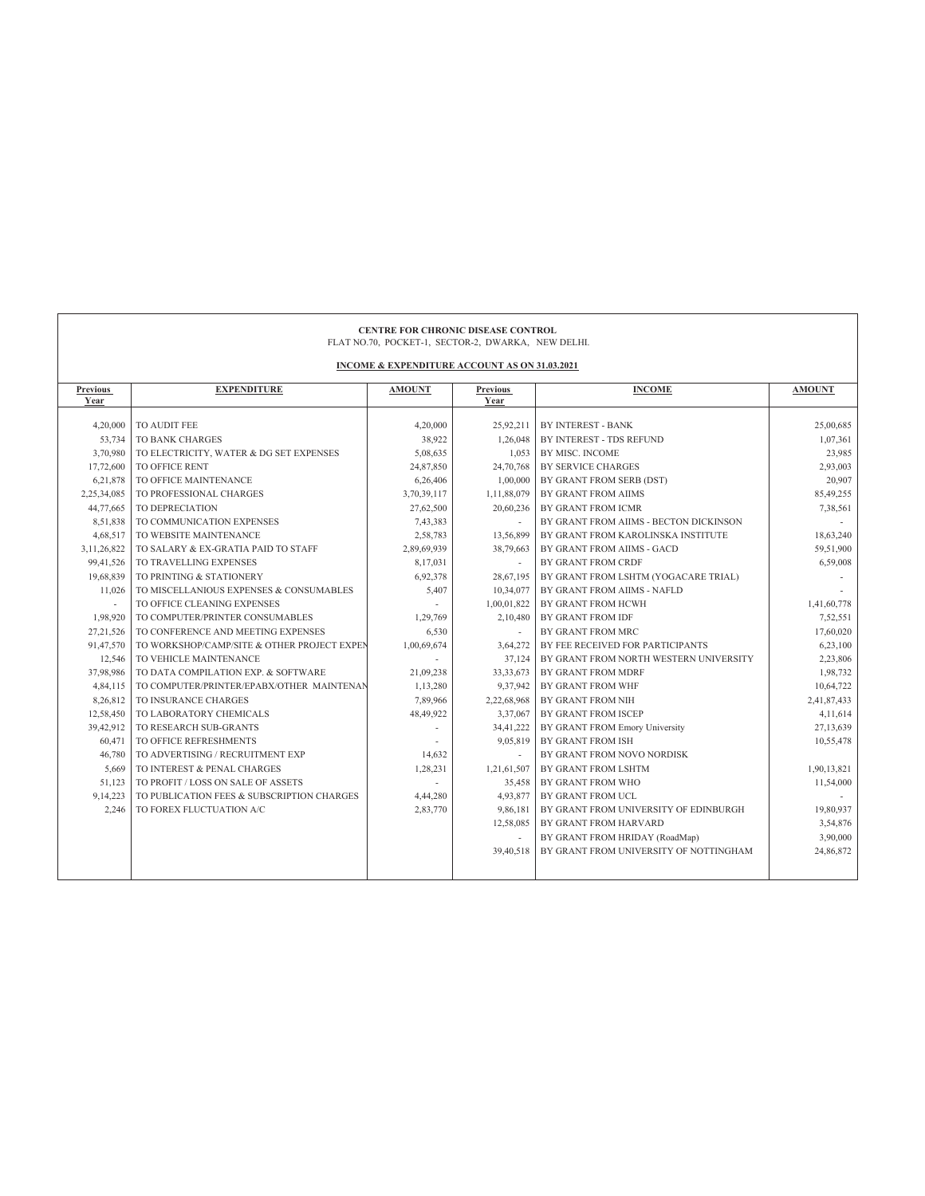**CENTRE FOR CHRONIC DISEASE CONTROL**

FLAT NO.70, POCKET-1, SECTOR-2, DWARKA, NEW DELHI.

**INCOME & EXPENDITURE ACCOUNT AS ON 31.03.2021**

| Previous Year | EXPENDITURE | AMOUNT | Previous Year | INCOME | AMOUNT |
|---|---|---|---|---|---|
| 4,20,000 | TO AUDIT FEE | 4,20,000 | 25,92,211 | BY INTEREST - BANK | 25,00,685 |
| 53,734 | TO BANK CHARGES | 38,922 | 1,26,048 | BY INTEREST - TDS REFUND | 1,07,361 |
| 3,70,980 | TO ELECTRICITY, WATER & DG SET EXPENSES | 5,08,635 | 1,053 | BY MISC. INCOME | 23,985 |
| 17,72,600 | TO OFFICE RENT | 24,87,850 | 24,70,768 | BY SERVICE CHARGES | 2,93,003 |
| 6,21,878 | TO OFFICE MAINTENANCE | 6,26,406 | 1,00,000 | BY GRANT FROM SERB (DST) | 20,907 |
| 2,25,34,085 | TO PROFESSIONAL CHARGES | 3,70,39,117 | 1,11,88,079 | BY GRANT FROM AIIMS | 85,49,255 |
| 44,77,665 | TO DEPRECIATION | 27,62,500 | 20,60,236 | BY GRANT FROM ICMR | 7,38,561 |
| 8,51,838 | TO COMMUNICATION EXPENSES | 7,43,383 | - | BY GRANT FROM AIIMS - BECTON DICKINSON | - |
| 4,68,517 | TO WEBSITE MAINTENANCE | 2,58,783 | 13,56,899 | BY GRANT FROM KAROLINSKA INSTITUTE | 18,63,240 |
| 3,11,26,822 | TO SALARY & EX-GRATIA PAID TO STAFF | 2,89,69,939 | 38,79,663 | BY GRANT FROM AIIMS - GACD | 59,51,900 |
| 99,41,526 | TO TRAVELLING EXPENSES | 8,17,031 | - | BY GRANT FROM CRDF | 6,59,008 |
| 19,68,839 | TO PRINTING & STATIONERY | 6,92,378 | 28,67,195 | BY GRANT FROM LSHTM (YOGACARE TRIAL) | - |
| 11,026 | TO MISCELLANIOUS EXPENSES & CONSUMABLES | 5,407 | 10,34,077 | BY GRANT FROM AIIMS - NAFLD | - |
| - | TO OFFICE CLEANING EXPENSES | - | 1,00,01,822 | BY GRANT FROM HCWH | 1,41,60,778 |
| 1,98,920 | TO COMPUTER/PRINTER CONSUMABLES | 1,29,769 | 2,10,480 | BY GRANT FROM IDF | 7,52,551 |
| 27,21,526 | TO CONFERENCE AND MEETING EXPENSES | 6,530 | - | BY GRANT FROM MRC | 17,60,020 |
| 91,47,570 | TO WORKSHOP/CAMP/SITE & OTHER PROJECT EXPEN | 1,00,69,674 | 3,64,272 | BY FEE RECEIVED FOR PARTICIPANTS | 6,23,100 |
| 12,546 | TO VEHICLE MAINTENANCE | - | 37,124 | BY GRANT FROM NORTH WESTERN UNIVERSITY | 2,23,806 |
| 37,98,986 | TO DATA COMPILATION EXP. & SOFTWARE | 21,09,238 | 33,33,673 | BY GRANT FROM MDRF | 1,98,732 |
| 4,84,115 | TO COMPUTER/PRINTER/EPABX/OTHER MAINTENAN | 1,13,280 | 9,37,942 | BY GRANT FROM WHF | 10,64,722 |
| 8,26,812 | TO INSURANCE CHARGES | 7,89,966 | 2,22,68,968 | BY GRANT FROM NIH | 2,41,87,433 |
| 12,58,450 | TO LABORATORY CHEMICALS | 48,49,922 | 3,37,067 | BY GRANT FROM ISCEP | 4,11,614 |
| 39,42,912 | TO RESEARCH SUB-GRANTS | - | 34,41,222 | BY GRANT FROM Emory University | 27,13,639 |
| 60,471 | TO OFFICE REFRESHMENTS | - | 9,05,819 | BY GRANT FROM ISH | 10,55,478 |
| 46,780 | TO ADVERTISING / RECRUITMENT EXP | 14,632 | - | BY GRANT FROM NOVO NORDISK | |
| 5,669 | TO INTEREST & PENAL CHARGES | 1,28,231 | 1,21,61,507 | BY GRANT FROM LSHTM | 1,90,13,821 |
| 51,123 | TO PROFIT / LOSS ON SALE OF ASSETS | - | 35,458 | BY GRANT FROM WHO | 11,54,000 |
| 9,14,223 | TO PUBLICATION FEES & SUBSCRIPTION CHARGES | 4,44,280 | 4,93,877 | BY GRANT FROM UCL | - |
| 2,246 | TO FOREX FLUCTUATION A/C | 2,83,770 | 9,86,181 | BY GRANT FROM UNIVERSITY OF EDINBURGH | 19,80,937 |
| | | | 12,58,085 | BY GRANT FROM HARVARD | 3,54,876 |
| | | | - | BY GRANT FROM HRIDAY (RoadMap) | 3,90,000 |
| | | | 39,40,518 | BY GRANT FROM UNIVERSITY OF NOTTINGHAM | 24,86,872 |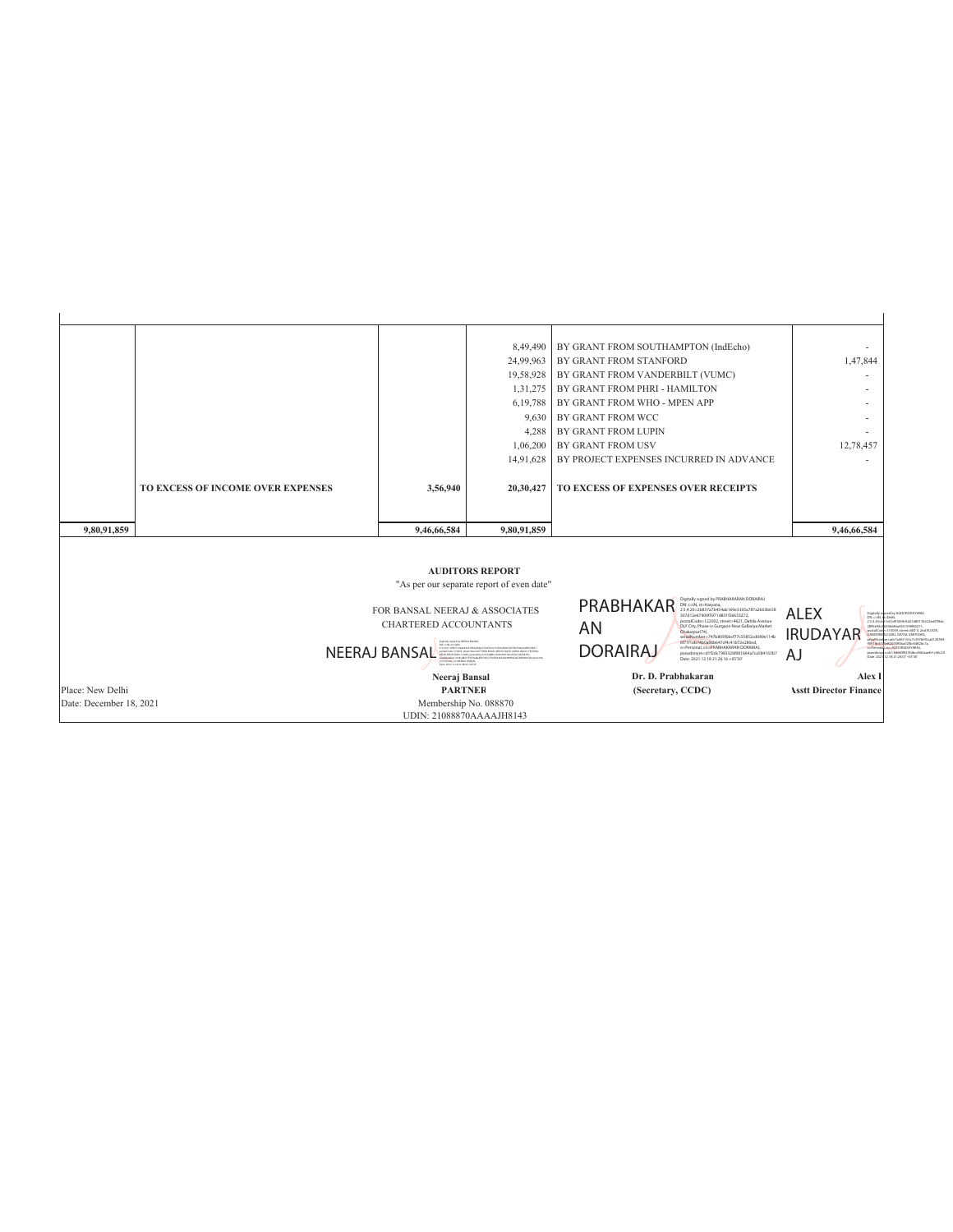| | | | | | |
|---|---|---|---|---|---|
| | | | 8,49,490 | BY GRANT FROM SOUTHAMPTON (IndEcho) | - |
| | | | 24,99,963 | BY GRANT FROM STANFORD | 1,47,844 |
| | | | 19,58,928 | BY GRANT FROM VANDERBILT (VUMC) | - |
| | | | 1,31,275 | BY GRANT FROM PHRI - HAMILTON | - |
| | | | 6,19,788 | BY GRANT FROM WHO - MPEN APP | - |
| | | | 9,630 | BY GRANT FROM WCC | - |
| | | | 4,288 | BY GRANT FROM LUPIN | - |
| | | | 1,06,200 | BY GRANT FROM USV | 12,78,457 |
| | | | 14,91,628 | BY PROJECT EXPENSES INCURRED IN ADVANCE | - |
| | **TO EXCESS OF INCOME OVER EXPENSES** | **3,56,940** | **20,30,427** | **TO EXCESS OF EXPENSES OVER RECEIPTS** | |
| **9,80,91,859** | | **9,46,66,584** | **9,80,91,859** | | **9,46,66,584** |

**AUDITORS REPORT**

"As per our separate report of even date"

FOR BANSAL NEERAJ & ASSOCIATES
CHARTERED ACCOUNTANTS

NEERAJ BANSAL

**Neeraj Bansal**
**PARTNER**
Membership No. 088870
UDIN: 21088870AAAAJH8143

PRABHAKARAN DORAIRAJ

Digitally signed by PRABHAKARAN DORAIRAJ
Date: 2021.12.18 21:26:16 +05'30'

**Dr. D. Prabhakaran**
**(Secretary, CCDC)**

ALEX IRUDAYARAJ

**Alex I**
**Asstt Director Finance**

Place: New Delhi
Date: December 18, 2021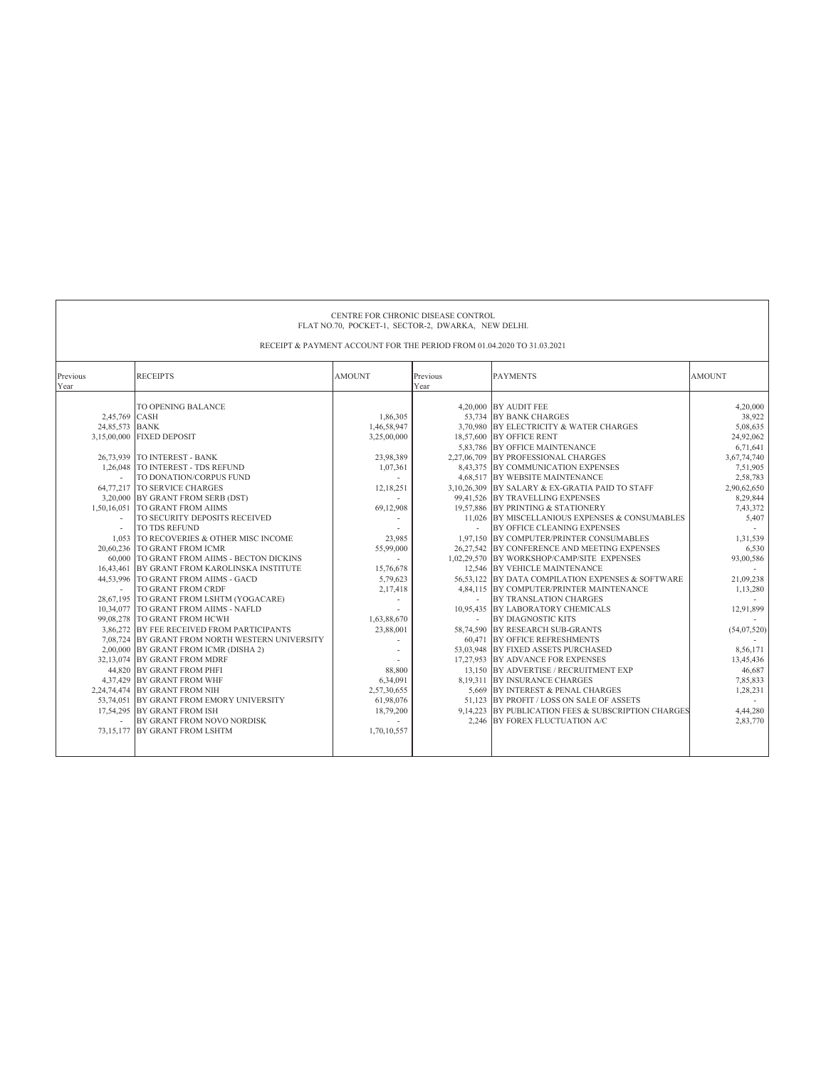CENTRE FOR CHRONIC DISEASE CONTROL
FLAT NO.70, POCKET-1, SECTOR-2, DWARKA, NEW DELHI.

RECEIPT & PAYMENT ACCOUNT FOR THE PERIOD FROM 01.04.2020 TO 31.03.2021

| Previous Year | RECEIPTS | AMOUNT | Previous Year | PAYMENTS | AMOUNT |
|---|---|---|---|---|---|
| | TO OPENING BALANCE | | 4,20,000 | BY AUDIT FEE | 4,20,000 |
| 2,45,769 | CASH | 1,86,305 | 53,734 | BY BANK CHARGES | 38,922 |
| 24,85,573 | BANK | 1,46,58,947 | 3,70,980 | BY ELECTRICITY & WATER CHARGES | 5,08,635 |
| 3,15,00,000 | FIXED DEPOSIT | 3,25,00,000 | 18,57,600 | BY OFFICE RENT | 24,92,062 |
| | | | 5,83,786 | BY OFFICE MAINTENANCE | 6,71,641 |
| 26,73,939 | TO INTEREST - BANK | 23,98,389 | 2,27,06,709 | BY PROFESSIONAL CHARGES | 3,67,74,740 |
| 1,26,048 | TO INTEREST - TDS REFUND | 1,07,361 | 8,43,375 | BY COMMUNICATION EXPENSES | 7,51,905 |
| - | TO DONATION/CORPUS FUND | - | 4,68,517 | BY WEBSITE MAINTENANCE | 2,58,783 |
| 64,77,217 | TO SERVICE CHARGES | 12,18,251 | 3,10,26,309 | BY SALARY & EX-GRATIA PAID TO STAFF | 2,90,62,650 |
| 3,20,000 | BY GRANT FROM SERB (DST) | - | 99,41,526 | BY TRAVELLING EXPENSES | 8,29,844 |
| 1,50,16,051 | TO GRANT FROM AIIMS | 69,12,908 | 19,57,886 | BY PRINTING & STATIONERY | 7,43,372 |
| - | TO SECURITY DEPOSITS RECEIVED | - | 11,026 | BY MISCELLANIOUS EXPENSES & CONSUMABLES | 5,407 |
| - | TO TDS REFUND | - | - | BY OFFICE CLEANING EXPENSES | - |
| 1,053 | TO RECOVERIES & OTHER MISC INCOME | 23,985 | 1,97,150 | BY COMPUTER/PRINTER CONSUMABLES | 1,31,539 |
| 20,60,236 | TO GRANT FROM ICMR | 55,99,000 | 26,27,542 | BY CONFERENCE AND MEETING EXPENSES | 6,530 |
| 60,000 | TO GRANT FROM AIIMS - BECTON DICKINS | - | 1,02,29,570 | BY WORKSHOP/CAMP/SITE EXPENSES | 93,00,586 |
| 16,43,461 | BY GRANT FROM KAROLINSKA INSTITUTE | 15,76,678 | 12,546 | BY VEHICLE MAINTENANCE | - |
| 44,53,996 | TO GRANT FROM AIIMS - GACD | 5,79,623 | 56,53,122 | BY DATA COMPILATION EXPENSES & SOFTWARE | 21,09,238 |
| - | TO GRANT FROM CRDF | 2,17,418 | 4,84,115 | BY COMPUTER/PRINTER MAINTENANCE | 1,13,280 |
| 28,67,195 | TO GRANT FROM LSHTM (YOGACARE) | - | - | BY TRANSLATION CHARGES | - |
| 10,34,077 | TO GRANT FROM AIIMS - NAFLD | - | 10,95,435 | BY LABORATORY CHEMICALS | 12,91,899 |
| 99,08,278 | TO GRANT FROM HCWH | 1,63,88,670 | - | BY DIAGNOSTIC KITS | - |
| 3,86,272 | BY FEE RECEIVED FROM PARTICIPANTS | 23,88,001 | 58,74,590 | BY RESEARCH SUB-GRANTS | (54,07,520) |
| 7,08,724 | BY GRANT FROM NORTH WESTERN UNIVERSITY | - | 60,471 | BY OFFICE REFRESHMENTS | - |
| 2,00,000 | BY GRANT FROM ICMR (DISHA 2) | - | 53,03,948 | BY FIXED ASSETS PURCHASED | 8,56,171 |
| 32,13,074 | BY GRANT FROM MDRF | - | 17,27,953 | BY ADVANCE FOR EXPENSES | 13,45,436 |
| 44,820 | BY GRANT FROM PHFI | 88,800 | 13,150 | BY ADVERTISE / RECRUITMENT EXP | 46,687 |
| 4,37,429 | BY GRANT FROM WHF | 6,34,091 | 8,19,311 | BY INSURANCE CHARGES | 7,85,833 |
| 2,24,74,474 | BY GRANT FROM NIH | 2,57,30,655 | 5,669 | BY INTEREST & PENAL CHARGES | 1,28,231 |
| 53,74,051 | BY GRANT FROM EMORY UNIVERSITY | 61,98,076 | 51,123 | BY PROFIT / LOSS ON SALE OF ASSETS | - |
| 17,54,295 | BY GRANT FROM ISH | 18,79,200 | 9,14,223 | BY PUBLICATION FEES & SUBSCRIPTION CHARGES | 4,44,280 |
| - | BY GRANT FROM NOVO NORDISK | - | 2,246 | BY FOREX FLUCTUATION A/C | 2,83,770 |
| 73,15,177 | BY GRANT FROM LSHTM | 1,70,10,557 | | | |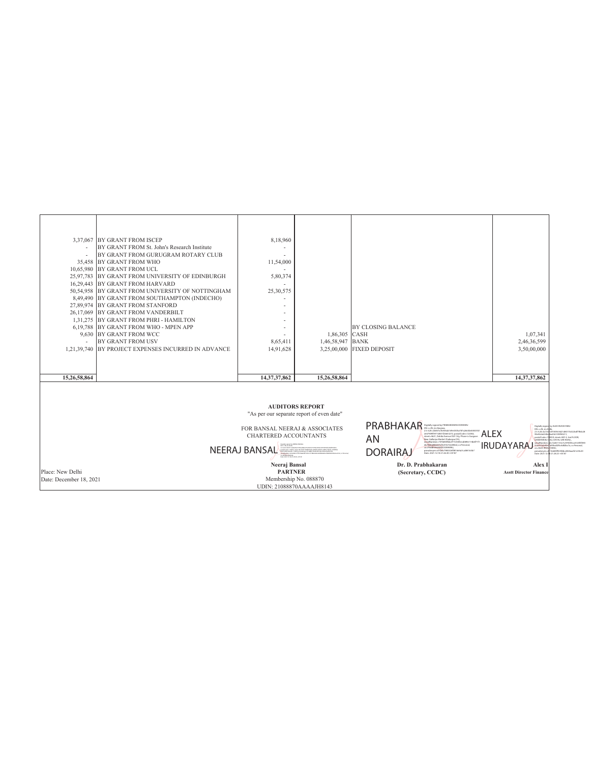| | | | | | |
|---|---|---|---|---|---|
| 3,37,067 | BY GRANT FROM ISCEP | 8,18,960 | | | |
| - | BY GRANT FROM St. John's Research Institute | - | | | |
| - | BY GRANT FROM GURUGRAM ROTARY CLUB | - | | | |
| 35,458 | BY GRANT FROM WHO | 11,54,000 | | | |
| 10,65,980 | BY GRANT FROM UCL | - | | | |
| 25,97,783 | BY GRANT FROM UNIVERSITY OF EDINBURGH | 5,80,374 | | | |
| 16,29,443 | BY GRANT FROM HARVARD | - | | | |
| 50,54,958 | BY GRANT FROM UNIVERSITY OF NOTTINGHAM | 25,30,575 | | | |
| 8,49,490 | BY GRANT FROM SOUTHAMPTON (INDECHO) | - | | | |
| 27,89,974 | BY GRANT FROM STANFORD | - | | | |
| 26,17,069 | BY GRANT FROM VANDERBILT | - | | | |
| 1,31,275 | BY GRANT FROM PHRI - HAMILTON | - | | | |
| 6,19,788 | BY GRANT FROM WHO - MPEN APP | - | | BY CLOSING BALANCE | |
| 9,630 | BY GRANT FROM WCC | - | 1,86,305 | CASH | 1,07,341 |
| - | BY GRANT FROM USV | 8,65,411 | 1,46,58,947 | BANK | 2,46,36,599 |
| 1,21,39,740 | BY PROJECT EXPENSES INCURRED IN ADVANCE | 14,91,628 | 3,25,00,000 | FIXED DEPOSIT | 3,50,00,000 |
| **15,26,58,864** | | **14,37,37,862** | **15,26,58,864** | | **14,37,37,862** |

**AUDITORS REPORT**

"As per our separate report of even date"

FOR BANSAL NEERAJ & ASSOCIATES
CHARTERED ACCOUNTANTS

NEERAJ BANSAL

**Neeraj Bansal**
**PARTNER**
Membership No. 088870
UDIN: 21088870AAAAJH8143

PRABHAKARAN DORAIRAJ

**Dr. D. Prabhakaran**
**(Secretary, CCDC)**

ALEX IRUDAYARAJ

**Alex I**
**Asstt Director Finance**

Place: New Delhi
Date: December 18, 2021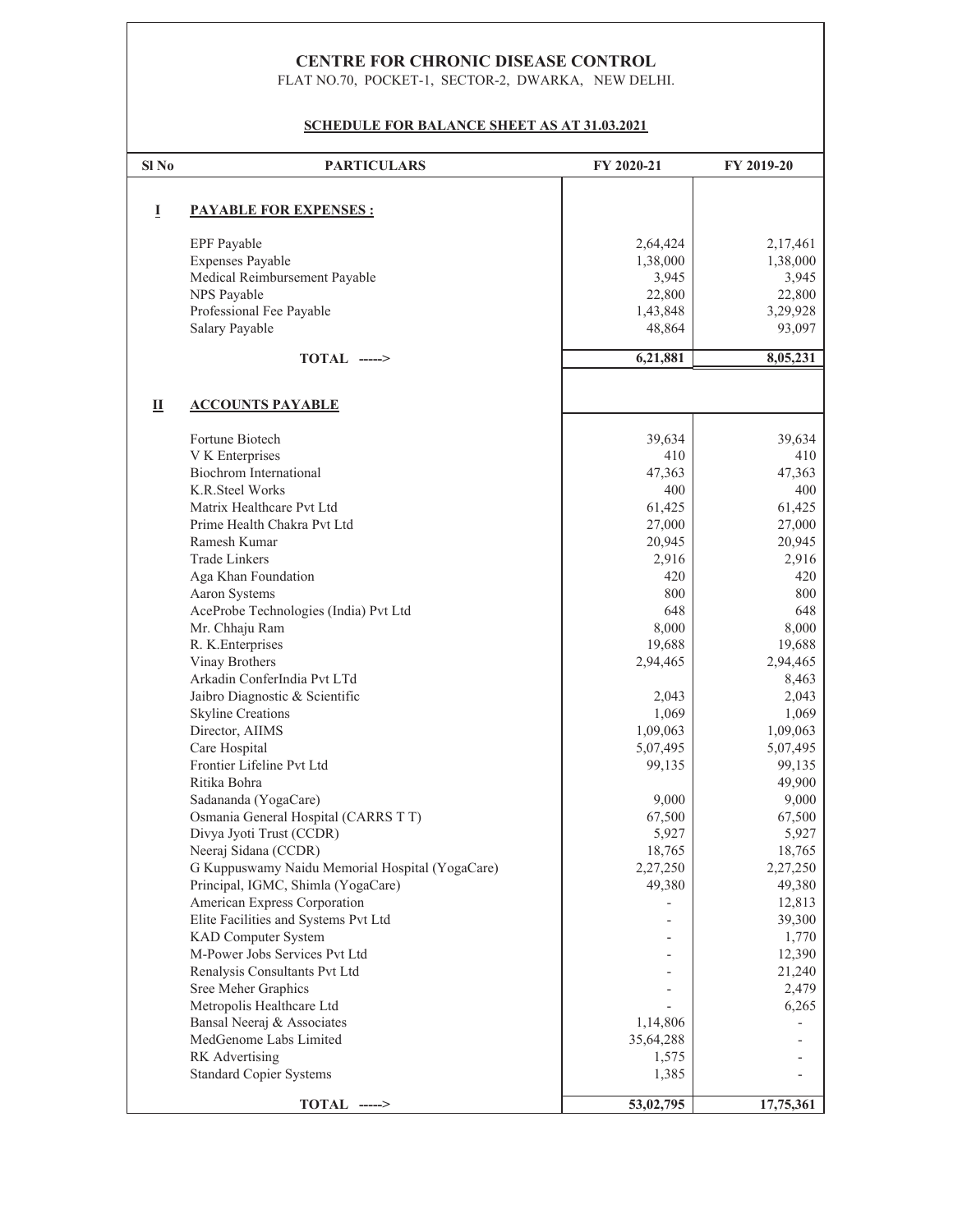# CENTRE FOR CHRONIC DISEASE CONTROL

FLAT NO.70, POCKET-1, SECTOR-2, DWARKA, NEW DELHI.

**SCHEDULE FOR BALANCE SHEET AS AT 31.03.2021**

| Sl No | PARTICULARS | FY 2020-21 | FY 2019-20 |
|---|---|---|---|
| **I** | **PAYABLE FOR EXPENSES :** | | |
| | EPF Payable | 2,64,424 | 2,17,461 |
| | Expenses Payable | 1,38,000 | 1,38,000 |
| | Medical Reimbursement Payable | 3,945 | 3,945 |
| | NPS Payable | 22,800 | 22,800 |
| | Professional Fee Payable | 1,43,848 | 3,29,928 |
| | Salary Payable | 48,864 | 93,097 |
| | **TOTAL ----->** | **6,21,881** | **8,05,231** |
| **II** | **ACCOUNTS PAYABLE** | | |
| | Fortune Biotech | 39,634 | 39,634 |
| | V K Enterprises | 410 | 410 |
| | Biochrom International | 47,363 | 47,363 |
| | K.R.Steel Works | 400 | 400 |
| | Matrix Healthcare Pvt Ltd | 61,425 | 61,425 |
| | Prime Health Chakra Pvt Ltd | 27,000 | 27,000 |
| | Ramesh Kumar | 20,945 | 20,945 |
| | Trade Linkers | 2,916 | 2,916 |
| | Aga Khan Foundation | 420 | 420 |
| | Aaron Systems | 800 | 800 |
| | AceProbe Technologies (India) Pvt Ltd | 648 | 648 |
| | Mr. Chhaju Ram | 8,000 | 8,000 |
| | R. K.Enterprises | 19,688 | 19,688 |
| | Vinay Brothers | 2,94,465 | 2,94,465 |
| | Arkadin ConferIndia Pvt LTd | | 8,463 |
| | Jaibro Diagnostic & Scientific | 2,043 | 2,043 |
| | Skyline Creations | 1,069 | 1,069 |
| | Director, AIIMS | 1,09,063 | 1,09,063 |
| | Care Hospital | 5,07,495 | 5,07,495 |
| | Frontier Lifeline Pvt Ltd | 99,135 | 99,135 |
| | Ritika Bohra | | 49,900 |
| | Sadananda (YogaCare) | 9,000 | 9,000 |
| | Osmania General Hospital (CARRS T T) | 67,500 | 67,500 |
| | Divya Jyoti Trust (CCDR) | 5,927 | 5,927 |
| | Neeraj Sidana (CCDR) | 18,765 | 18,765 |
| | G Kuppuswamy Naidu Memorial Hospital (YogaCare) | 2,27,250 | 2,27,250 |
| | Principal, IGMC, Shimla (YogaCare) | 49,380 | 49,380 |
| | American Express Corporation | - | 12,813 |
| | Elite Facilities and Systems Pvt Ltd | - | 39,300 |
| | KAD Computer System | - | 1,770 |
| | M-Power Jobs Services Pvt Ltd | - | 12,390 |
| | Renalysis Consultants Pvt Ltd | - | 21,240 |
| | Sree Meher Graphics | - | 2,479 |
| | Metropolis Healthcare Ltd | - | 6,265 |
| | Bansal Neeraj & Associates | 1,14,806 | - |
| | MedGenome Labs Limited | 35,64,288 | - |
| | RK Advertising | 1,575 | - |
| | Standard Copier Systems | 1,385 | - |
| | **TOTAL ----->** | **53,02,795** | **17,75,361** |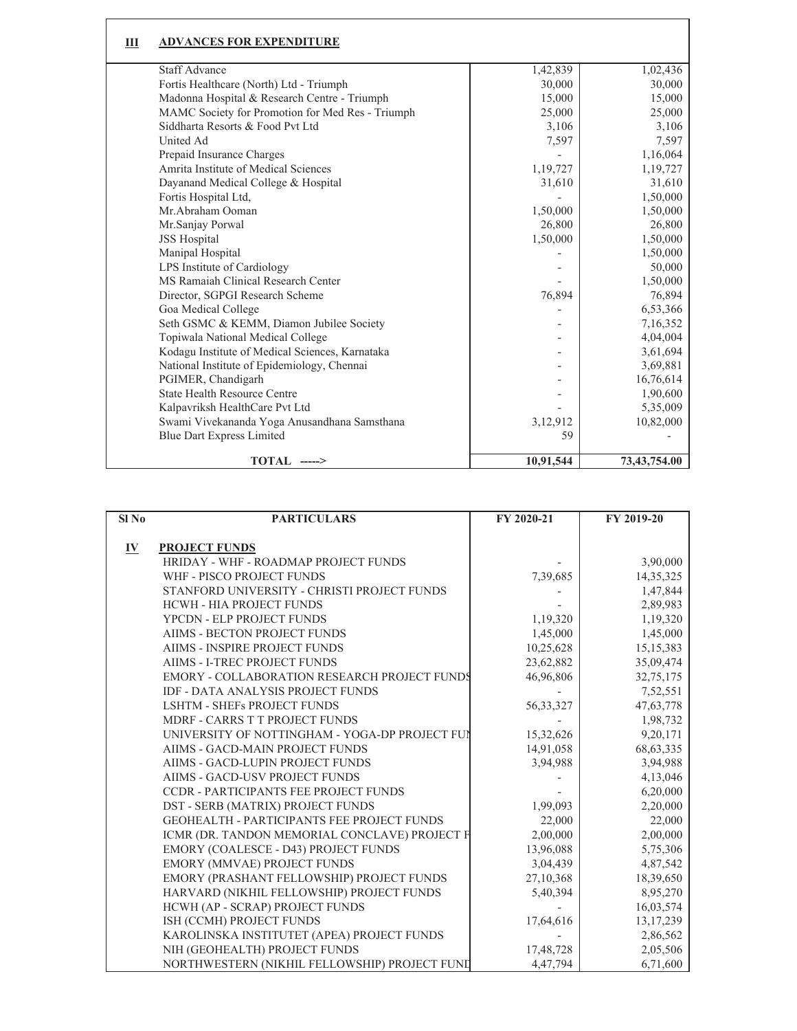| III | ADVANCES FOR EXPENDITURE | | |
|---|---|---|---|
| | Staff Advance | 1,42,839 | 1,02,436 |
| | Fortis Healthcare (North) Ltd - Triumph | 30,000 | 30,000 |
| | Madonna Hospital & Research Centre - Triumph | 15,000 | 15,000 |
| | MAMC Society for Promotion for Med Res - Triumph | 25,000 | 25,000 |
| | Siddharta Resorts & Food Pvt Ltd | 3,106 | 3,106 |
| | United Ad | 7,597 | 7,597 |
| | Prepaid Insurance Charges | - | 1,16,064 |
| | Amrita Institute of Medical Sciences | 1,19,727 | 1,19,727 |
| | Dayanand Medical College & Hospital | 31,610 | 31,610 |
| | Fortis Hospital Ltd, | - | 1,50,000 |
| | Mr.Abraham Ooman | 1,50,000 | 1,50,000 |
| | Mr.Sanjay Porwal | 26,800 | 26,800 |
| | JSS Hospital | 1,50,000 | 1,50,000 |
| | Manipal Hospital | - | 1,50,000 |
| | LPS Institute of Cardiology | - | 50,000 |
| | MS Ramaiah Clinical Research Center | - | 1,50,000 |
| | Director, SGPGI Research Scheme | 76,894 | 76,894 |
| | Goa Medical College | - | 6,53,366 |
| | Seth GSMC & KEMM, Diamon Jubilee Society | - | 7,16,352 |
| | Topiwala National Medical College | - | 4,04,004 |
| | Kodagu Institute of Medical Sciences, Karnataka | - | 3,61,694 |
| | National Institute of Epidemiology, Chennai | - | 3,69,881 |
| | PGIMER, Chandigarh | - | 16,76,614 |
| | State Health Resource Centre | - | 1,90,600 |
| | Kalpavriksh HealthCare Pvt Ltd | - | 5,35,009 |
| | Swami Vivekananda Yoga Anusandhana Samsthana | 3,12,912 | 10,82,000 |
| | Blue Dart Express Limited | 59 | - |
| | **TOTAL ----->** | **10,91,544** | **73,43,754.00** |

| Sl No | PARTICULARS | FY 2020-21 | FY 2019-20 |
|---|---|---|---|
| IV | **PROJECT FUNDS** | | |
| | HRIDAY - WHF - ROADMAP PROJECT FUNDS | - | 3,90,000 |
| | WHF - PISCO PROJECT FUNDS | 7,39,685 | 14,35,325 |
| | STANFORD UNIVERSITY - CHRISTI PROJECT FUNDS | - | 1,47,844 |
| | HCWH - HIA PROJECT FUNDS | - | 2,89,983 |
| | YPCDN - ELP PROJECT FUNDS | 1,19,320 | 1,19,320 |
| | AIIMS - BECTON PROJECT FUNDS | 1,45,000 | 1,45,000 |
| | AIIMS - INSPIRE PROJECT FUNDS | 10,25,628 | 15,15,383 |
| | AIIMS - I-TREC PROJECT FUNDS | 23,62,882 | 35,09,474 |
| | EMORY - COLLABORATION RESEARCH PROJECT FUNDS | 46,96,806 | 32,75,175 |
| | IDF - DATA ANALYSIS PROJECT FUNDS | - | 7,52,551 |
| | LSHTM - SHEFs PROJECT FUNDS | 56,33,327 | 47,63,778 |
| | MDRF - CARRS T T PROJECT FUNDS | - | 1,98,732 |
| | UNIVERSITY OF NOTTINGHAM - YOGA-DP PROJECT FUN | 15,32,626 | 9,20,171 |
| | AIIMS - GACD-MAIN PROJECT FUNDS | 14,91,058 | 68,63,335 |
| | AIIMS - GACD-LUPIN PROJECT FUNDS | 3,94,988 | 3,94,988 |
| | AIIMS - GACD-USV PROJECT FUNDS | - | 4,13,046 |
| | CCDR - PARTICIPANTS FEE PROJECT FUNDS | - | 6,20,000 |
| | DST - SERB (MATRIX) PROJECT FUNDS | 1,99,093 | 2,20,000 |
| | GEOHEALTH - PARTICIPANTS FEE PROJECT FUNDS | 22,000 | 22,000 |
| | ICMR (DR. TANDON MEMORIAL CONCLAVE) PROJECT F | 2,00,000 | 2,00,000 |
| | EMORY (COALESCE - D43) PROJECT FUNDS | 13,96,088 | 5,75,306 |
| | EMORY (MMVAE) PROJECT FUNDS | 3,04,439 | 4,87,542 |
| | EMORY (PRASHANT FELLOWSHIP) PROJECT FUNDS | 27,10,368 | 18,39,650 |
| | HARVARD (NIKHIL FELLOWSHIP) PROJECT FUNDS | 5,40,394 | 8,95,270 |
| | HCWH (AP - SCRAP) PROJECT FUNDS | - | 16,03,574 |
| | ISH (CCMH) PROJECT FUNDS | 17,64,616 | 13,17,239 |
| | KAROLINSKA INSTITUTET (APEA) PROJECT FUNDS | - | 2,86,562 |
| | NIH (GEOHEALTH) PROJECT FUNDS | 17,48,728 | 2,05,506 |
| | NORTHWESTERN (NIKHIL FELLOWSHIP) PROJECT FUND | 4,47,794 | 6,71,600 |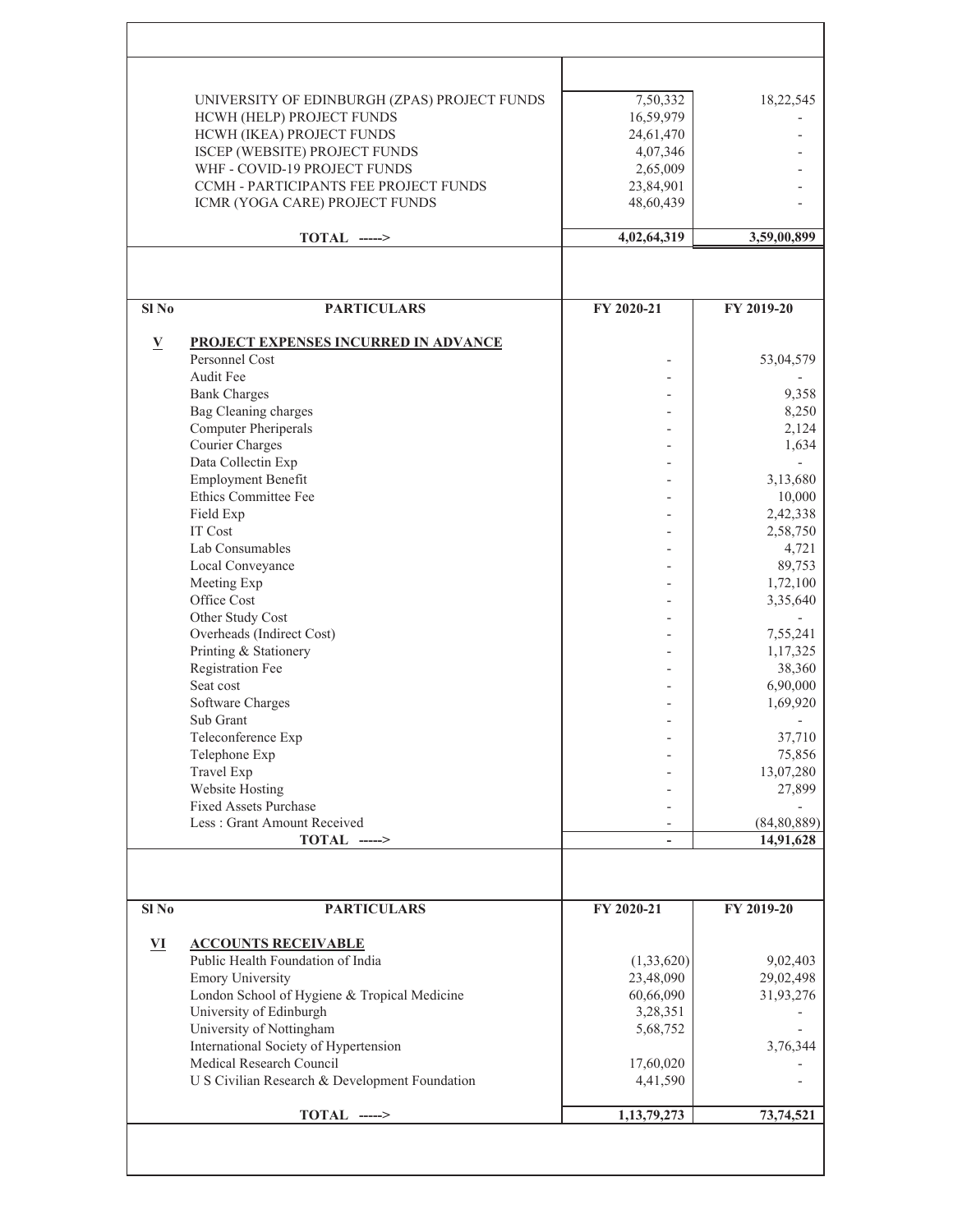| | | FY 2020-21 | FY 2019-20 |
|---|---|---|---|
| | UNIVERSITY OF EDINBURGH (ZPAS) PROJECT FUNDS | 7,50,332 | 18,22,545 |
| | HCWH (HELP) PROJECT FUNDS | 16,59,979 | - |
| | HCWH (IKEA) PROJECT FUNDS | 24,61,470 | - |
| | ISCEP (WEBSITE) PROJECT FUNDS | 4,07,346 | - |
| | WHF - COVID-19 PROJECT FUNDS | 2,65,009 | - |
| | CCMH - PARTICIPANTS FEE PROJECT FUNDS | 23,84,901 | - |
| | ICMR (YOGA CARE) PROJECT FUNDS | 48,60,439 | - |
| | **TOTAL -----&gt;** | **4,02,64,319** | **3,59,00,899** |

| Sl No | PARTICULARS | FY 2020-21 | FY 2019-20 |
|---|---|---|---|
| **V** | **PROJECT EXPENSES INCURRED IN ADVANCE** | | |
| | Personnel Cost | - | 53,04,579 |
| | Audit Fee | - | - |
| | Bank Charges | - | 9,358 |
| | Bag Cleaning charges | - | 8,250 |
| | Computer Pheriperals | - | 2,124 |
| | Courier Charges | - | 1,634 |
| | Data Collectin Exp | - | - |
| | Employment Benefit | - | 3,13,680 |
| | Ethics Committee Fee | - | 10,000 |
| | Field Exp | - | 2,42,338 |
| | IT Cost | - | 2,58,750 |
| | Lab Consumables | - | 4,721 |
| | Local Conveyance | - | 89,753 |
| | Meeting Exp | - | 1,72,100 |
| | Office Cost | - | 3,35,640 |
| | Other Study Cost | - | - |
| | Overheads (Indirect Cost) | - | 7,55,241 |
| | Printing & Stationery | - | 1,17,325 |
| | Registration Fee | - | 38,360 |
| | Seat cost | - | 6,90,000 |
| | Software Charges | - | 1,69,920 |
| | Sub Grant | - | - |
| | Teleconference Exp | - | 37,710 |
| | Telephone Exp | - | 75,856 |
| | Travel Exp | - | 13,07,280 |
| | Website Hosting | - | 27,899 |
| | Fixed Assets Purchase | - | - |
| | Less : Grant Amount Received | - | (84,80,889) |
| | **TOTAL -----&gt;** | **-** | **14,91,628** |

| Sl No | PARTICULARS | FY 2020-21 | FY 2019-20 |
|---|---|---|---|
| **VI** | **ACCOUNTS RECEIVABLE** | | |
| | Public Health Foundation of India | (1,33,620) | 9,02,403 |
| | Emory University | 23,48,090 | 29,02,498 |
| | London School of Hygiene & Tropical Medicine | 60,66,090 | 31,93,276 |
| | University of Edinburgh | 3,28,351 | - |
| | University of Nottingham | 5,68,752 | - |
| | International Society of Hypertension | | 3,76,344 |
| | Medical Research Council | 17,60,020 | - |
| | U S Civilian Research & Development Foundation | 4,41,590 | - |
| | **TOTAL -----&gt;** | **1,13,79,273** | **73,74,521** |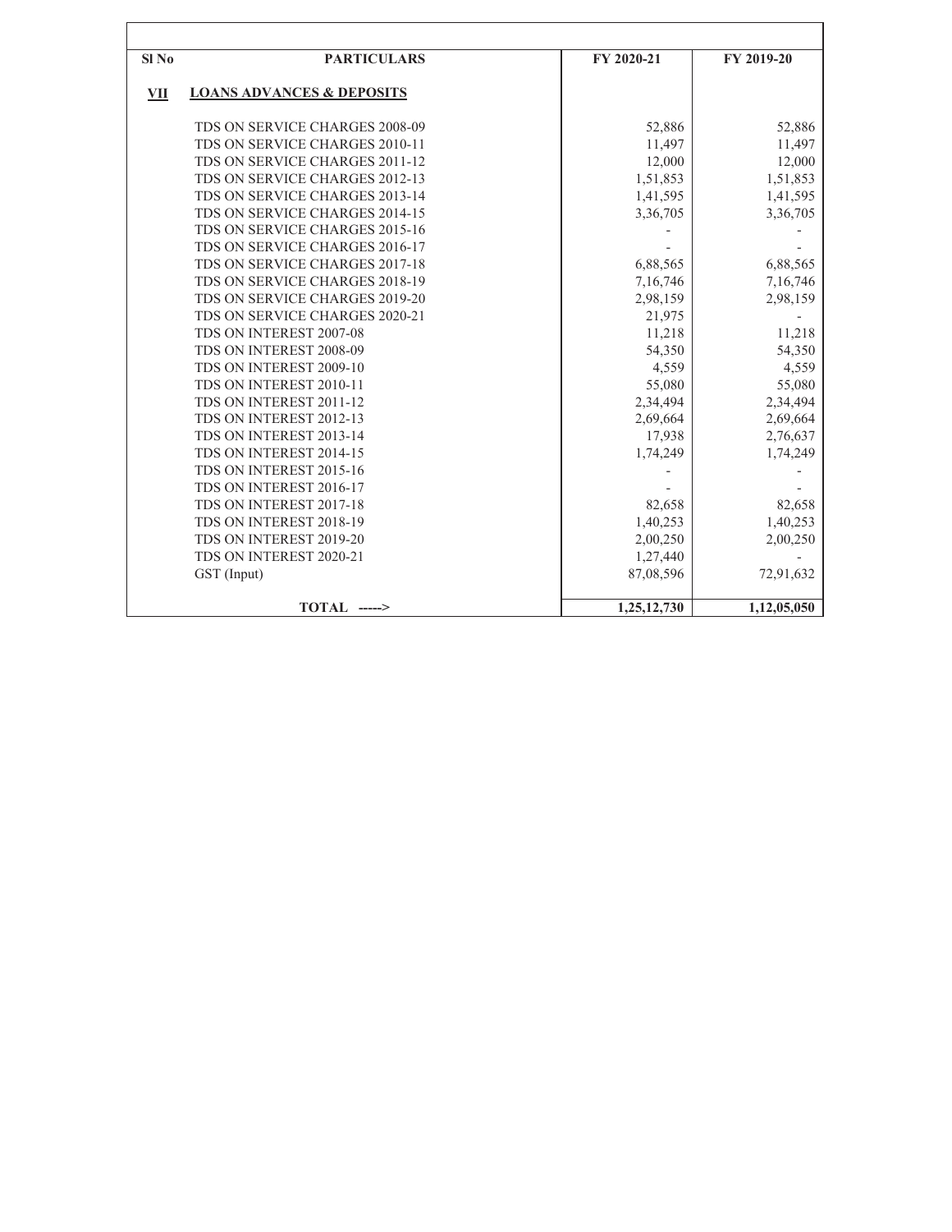| Sl No | PARTICULARS | FY 2020-21 | FY 2019-20 |
|---|---|---|---|
| **VII** | **LOANS ADVANCES & DEPOSITS** | | |
| | TDS ON SERVICE CHARGES 2008-09 | 52,886 | 52,886 |
| | TDS ON SERVICE CHARGES 2010-11 | 11,497 | 11,497 |
| | TDS ON SERVICE CHARGES 2011-12 | 12,000 | 12,000 |
| | TDS ON SERVICE CHARGES 2012-13 | 1,51,853 | 1,51,853 |
| | TDS ON SERVICE CHARGES 2013-14 | 1,41,595 | 1,41,595 |
| | TDS ON SERVICE CHARGES 2014-15 | 3,36,705 | 3,36,705 |
| | TDS ON SERVICE CHARGES 2015-16 | - | - |
| | TDS ON SERVICE CHARGES 2016-17 | - | - |
| | TDS ON SERVICE CHARGES 2017-18 | 6,88,565 | 6,88,565 |
| | TDS ON SERVICE CHARGES 2018-19 | 7,16,746 | 7,16,746 |
| | TDS ON SERVICE CHARGES 2019-20 | 2,98,159 | 2,98,159 |
| | TDS ON SERVICE CHARGES 2020-21 | 21,975 | - |
| | TDS ON INTEREST 2007-08 | 11,218 | 11,218 |
| | TDS ON INTEREST 2008-09 | 54,350 | 54,350 |
| | TDS ON INTEREST 2009-10 | 4,559 | 4,559 |
| | TDS ON INTEREST 2010-11 | 55,080 | 55,080 |
| | TDS ON INTEREST 2011-12 | 2,34,494 | 2,34,494 |
| | TDS ON INTEREST 2012-13 | 2,69,664 | 2,69,664 |
| | TDS ON INTEREST 2013-14 | 17,938 | 2,76,637 |
| | TDS ON INTEREST 2014-15 | 1,74,249 | 1,74,249 |
| | TDS ON INTEREST 2015-16 | - | - |
| | TDS ON INTEREST 2016-17 | - | - |
| | TDS ON INTEREST 2017-18 | 82,658 | 82,658 |
| | TDS ON INTEREST 2018-19 | 1,40,253 | 1,40,253 |
| | TDS ON INTEREST 2019-20 | 2,00,250 | 2,00,250 |
| | TDS ON INTEREST 2020-21 | 1,27,440 | - |
| | GST (Input) | 87,08,596 | 72,91,632 |
| | **TOTAL ----->** | **1,25,12,730** | **1,12,05,050** |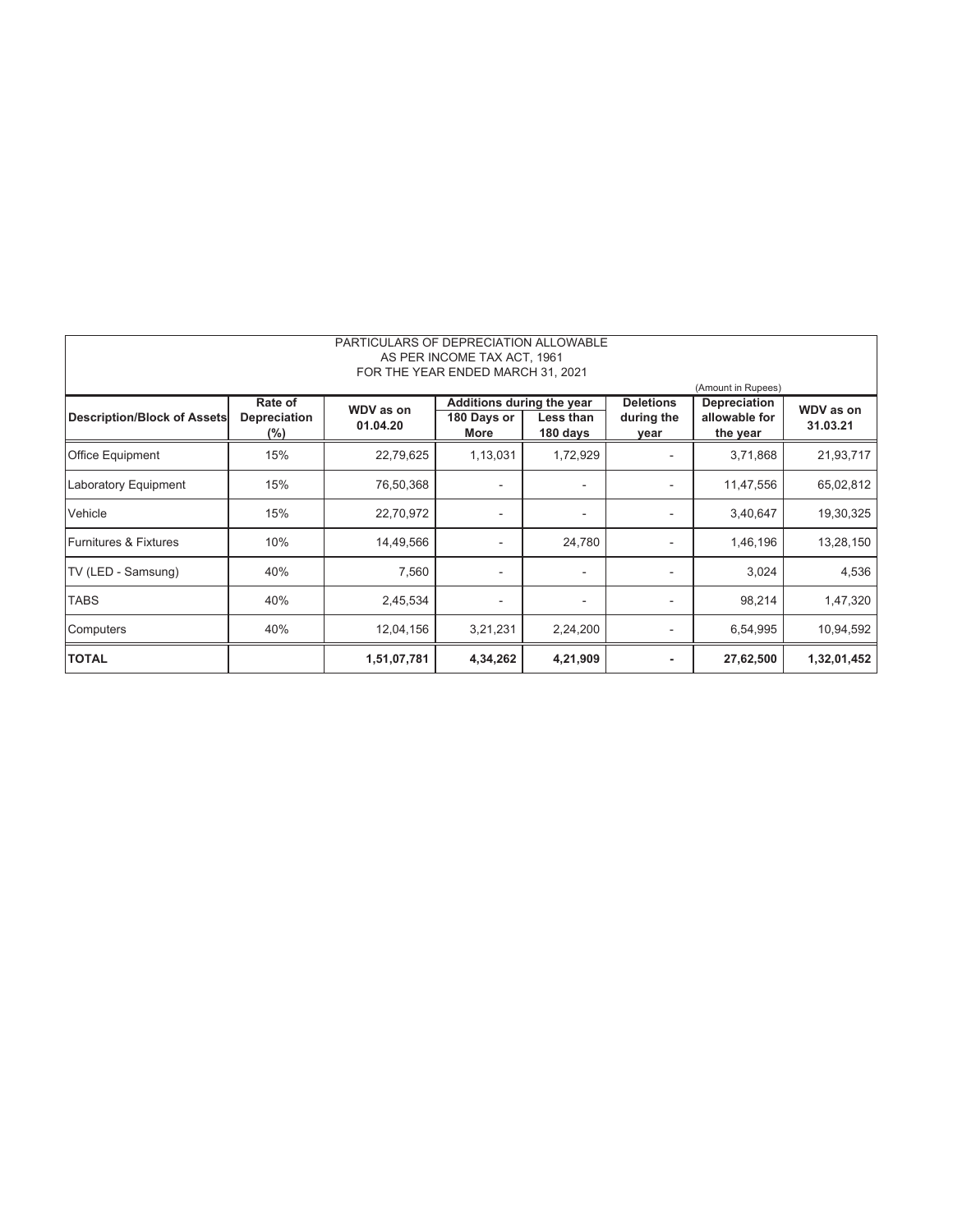PARTICULARS OF DEPRECIATION ALLOWABLE
AS PER INCOME TAX ACT, 1961
FOR THE YEAR ENDED MARCH 31, 2021

(Amount in Rupees)

| Description/Block of Assets | Rate of Depreciation (%) | WDV as on 01.04.20 | Additions during the year | | Deletions during the year | Depreciation allowable for the year | WDV as on 31.03.21 |
|---|---|---|---|---|---|---|---|
| | | | 180 Days or More | Less than 180 days | | | |
| Office Equipment | 15% | 22,79,625 | 1,13,031 | 1,72,929 | - | 3,71,868 | 21,93,717 |
| Laboratory Equipment | 15% | 76,50,368 | - | - | - | 11,47,556 | 65,02,812 |
| Vehicle | 15% | 22,70,972 | - | - | - | 3,40,647 | 19,30,325 |
| Furnitures & Fixtures | 10% | 14,49,566 | - | 24,780 | - | 1,46,196 | 13,28,150 |
| TV (LED - Samsung) | 40% | 7,560 | - | - | - | 3,024 | 4,536 |
| TABS | 40% | 2,45,534 | - | - | - | 98,214 | 1,47,320 |
| Computers | 40% | 12,04,156 | 3,21,231 | 2,24,200 | - | 6,54,995 | 10,94,592 |
| **TOTAL** | | **1,51,07,781** | **4,34,262** | **4,21,909** | **-** | **27,62,500** | **1,32,01,452** |